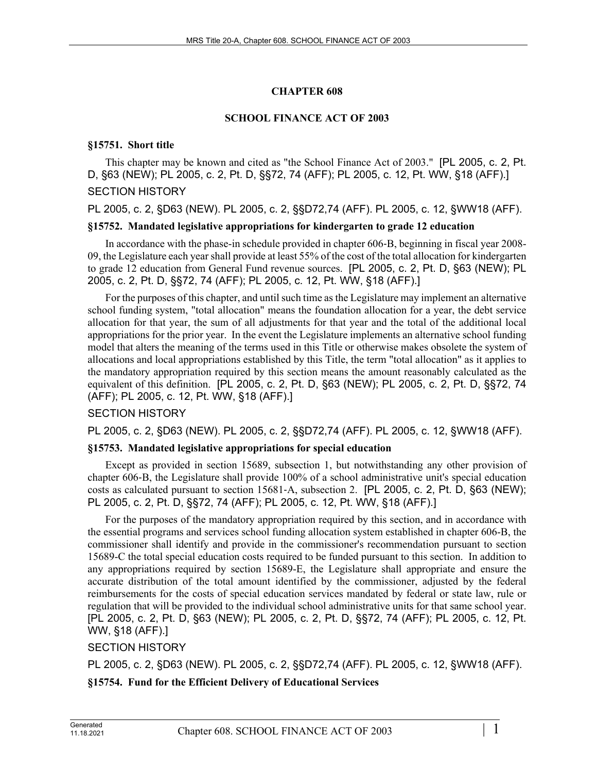# CHAPTER 608

## SCHOOL FINANCE ACT OF 2003

### §15751. Short title

This chapter may be known and cited as "the School Finance Act of 2003." [PL 2005, c. 2, Pt. D, §63 (NEW); PL 2005, c. 2, Pt. D, §§72, 74 (AFF); PL 2005, c. 12, Pt. WW, §18 (AFF).]

SECTION HISTORY

PL 2005, c. 2, §D63 (NEW). PL 2005, c. 2, §§D72,74 (AFF). PL 2005, c. 12, §WW18 (AFF).

### §15752. Mandated legislative appropriations for kindergarten to grade 12 education

In accordance with the phase-in schedule provided in chapter 606-B, beginning in fiscal year 2008-09, the Legislature each year shall provide at least 55% of the cost of the total allocation for kindergarten to grade 12 education from General Fund revenue sources. [PL 2005, c. 2, Pt. D, §63 (NEW); PL 2005, c. 2, Pt. D, §§72, 74 (AFF); PL 2005, c. 12, Pt. WW, §18 (AFF).]

For the purposes of this chapter, and until such time as the Legislature may implement an alternative school funding system, "total allocation" means the foundation allocation for a year, the debt service allocation for that year, the sum of all adjustments for that year and the total of the additional local appropriations for the prior year. In the event the Legislature implements an alternative school funding model that alters the meaning of the terms used in this Title or otherwise makes obsolete the system of allocations and local appropriations established by this Title, the term "total allocation" as it applies to the mandatory appropriation required by this section means the amount reasonably calculated as the equivalent of this definition. [PL 2005, c. 2, Pt. D, §63 (NEW); PL 2005, c. 2, Pt. D, §§72, 74 (AFF); PL 2005, c. 12, Pt. WW, §18 (AFF).]

SECTION HISTORY

PL 2005, c. 2, §D63 (NEW). PL 2005, c. 2, §§D72,74 (AFF). PL 2005, c. 12, §WW18 (AFF).

### §15753. Mandated legislative appropriations for special education

Except as provided in section 15689, subsection 1, but notwithstanding any other provision of chapter 606-B, the Legislature shall provide 100% of a school administrative unit's special education costs as calculated pursuant to section 15681-A, subsection 2. [PL 2005, c. 2, Pt. D, §63 (NEW); PL 2005, c. 2, Pt. D, §§72, 74 (AFF); PL 2005, c. 12, Pt. WW, §18 (AFF).]

For the purposes of the mandatory appropriation required by this section, and in accordance with the essential programs and services school funding allocation system established in chapter 606-B, the commissioner shall identify and provide in the commissioner's recommendation pursuant to section 15689-C the total special education costs required to be funded pursuant to this section. In addition to any appropriations required by section 15689-E, the Legislature shall appropriate and ensure the accurate distribution of the total amount identified by the commissioner, adjusted by the federal reimbursements for the costs of special education services mandated by federal or state law, rule or regulation that will be provided to the individual school administrative units for that same school year. [PL 2005, c. 2, Pt. D, §63 (NEW); PL 2005, c. 2, Pt. D, §§72, 74 (AFF); PL 2005, c. 12, Pt. WW, §18 (AFF).]

SECTION HISTORY

PL 2005, c. 2, §D63 (NEW). PL 2005, c. 2, §§D72,74 (AFF). PL 2005, c. 12, §WW18 (AFF).

### §15754. Fund for the Efficient Delivery of Educational Services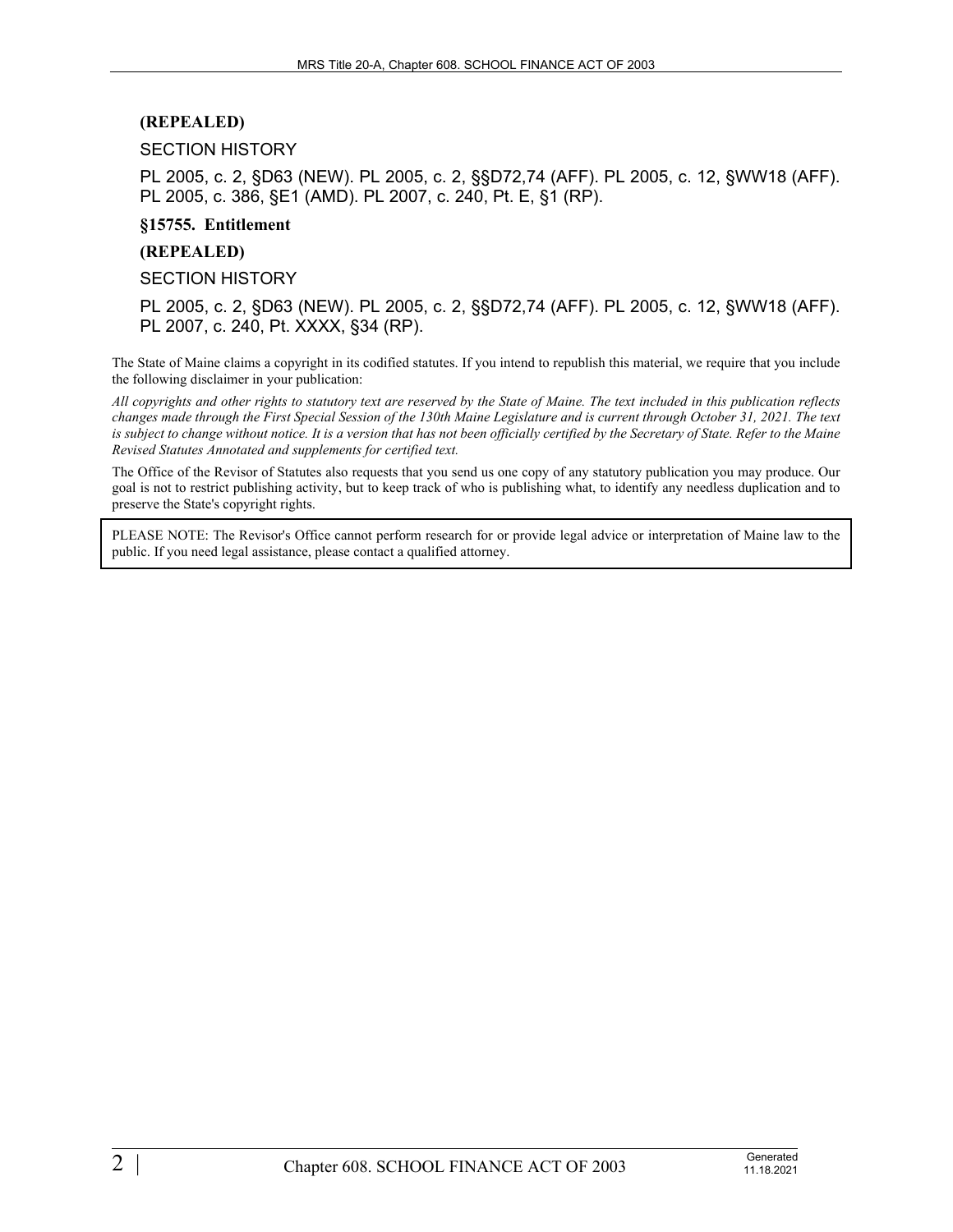**(REPEALED)**

SECTION HISTORY

PL 2005, c. 2, §D63 (NEW). PL 2005, c. 2, §§D72,74 (AFF). PL 2005, c. 12, §WW18 (AFF). PL 2005, c. 386, §E1 (AMD). PL 2007, c. 240, Pt. E, §1 (RP).

**§15755. Entitlement**

**(REPEALED)**

SECTION HISTORY

PL 2005, c. 2, §D63 (NEW). PL 2005, c. 2, §§D72,74 (AFF). PL 2005, c. 12, §WW18 (AFF). PL 2007, c. 240, Pt. XXXX, §34 (RP).

The State of Maine claims a copyright in its codified statutes. If you intend to republish this material, we require that you include the following disclaimer in your publication:

*All copyrights and other rights to statutory text are reserved by the State of Maine. The text included in this publication reflects changes made through the First Special Session of the 130th Maine Legislature and is current through October 31, 2021. The text is subject to change without notice. It is a version that has not been officially certified by the Secretary of State. Refer to the Maine Revised Statutes Annotated and supplements for certified text.*

The Office of the Revisor of Statutes also requests that you send us one copy of any statutory publication you may produce. Our goal is not to restrict publishing activity, but to keep track of who is publishing what, to identify any needless duplication and to preserve the State's copyright rights.

PLEASE NOTE: The Revisor's Office cannot perform research for or provide legal advice or interpretation of Maine law to the public. If you need legal assistance, please contact a qualified attorney.